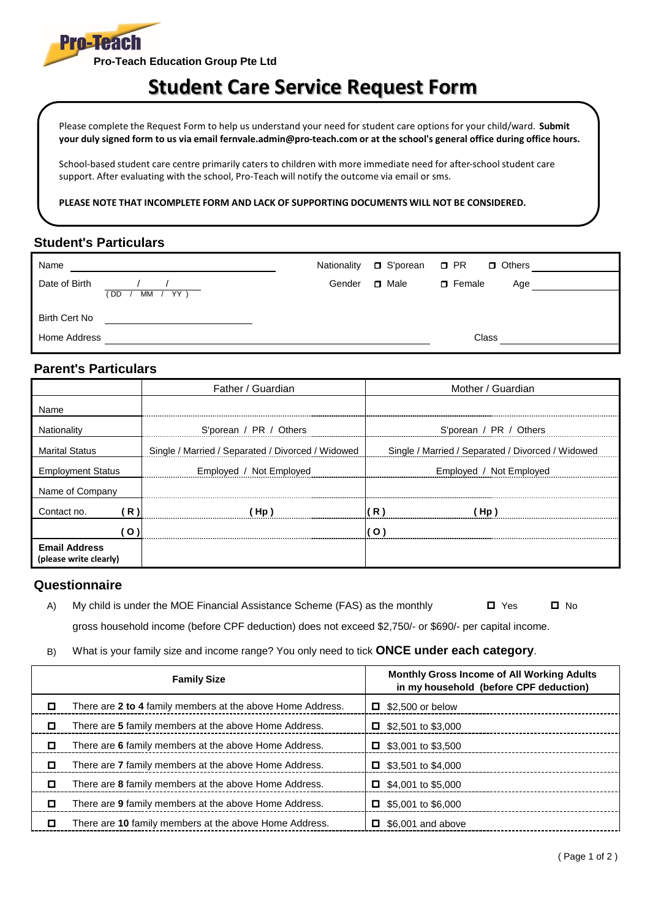Pro-Teach

Pro-Teach Education Group Pte Ltd

# Student Care Service Request Form

Please complete the Request Form to help us understand your need for student care options for your child/ward. **Submit your duly signed form to us via email fernvale.admin@pro-teach.com or at the school's general office during office hours.**

School-based student care centre primarily caters to children with more immediate need for after-school student care support. After evaluating with the school, Pro-Teach will notify the outcome via email or sms.

**PLEASE NOTE THAT INCOMPLETE FORM AND LACK OF SUPPORTING DOCUMENTS WILL NOT BE CONSIDERED.**

## Student's Particulars

Name ______________________ Nationality ☐ S'porean ☐ PR ☐ Others ____________

Date of Birth ___ / ___ / ___ (DD / MM / YY) Gender ☐ Male ☐ Female Age ____________

Birth Cert No ______________________

Home Address ______________________ Class ____________

## Parent's Particulars

| | Father / Guardian | Mother / Guardian |
|---|---|---|
| Name | | |
| Nationality | S'porean / PR / Others | S'porean / PR / Others |
| Marital Status | Single / Married / Separated / Divorced / Widowed | Single / Married / Separated / Divorced / Widowed |
| Employment Status | Employed / Not Employed | Employed / Not Employed |
| Name of Company | | |
| Contact no. (R) | (Hp) | (R) (Hp) |
| (O) | | (O) |
| **Email Address (please write clearly)** | | |

## Questionnaire

A) My child is under the MOE Financial Assistance Scheme (FAS) as the monthly gross household income (before CPF deduction) does not exceed $2,750/- or $690/- per capital income. ☐ Yes ☐ No

B) What is your family size and income range? You only need to tick **ONCE under each category**.

| Family Size | Monthly Gross Income of All Working Adults in my household (before CPF deduction) |
|---|---|
| ☐ There are **2 to 4** family members at the above Home Address. | ☐ $2,500 or below |
| ☐ There are **5** family members at the above Home Address. | ☐ $2,501 to $3,000 |
| ☐ There are **6** family members at the above Home Address. | ☐ $3,001 to $3,500 |
| ☐ There are **7** family members at the above Home Address. | ☐ $3,501 to $4,000 |
| ☐ There are **8** family members at the above Home Address. | ☐ $4,001 to $5,000 |
| ☐ There are **9** family members at the above Home Address. | ☐ $5,001 to $6,000 |
| ☐ There are **10** family members at the above Home Address. | ☐ $6,001 and above |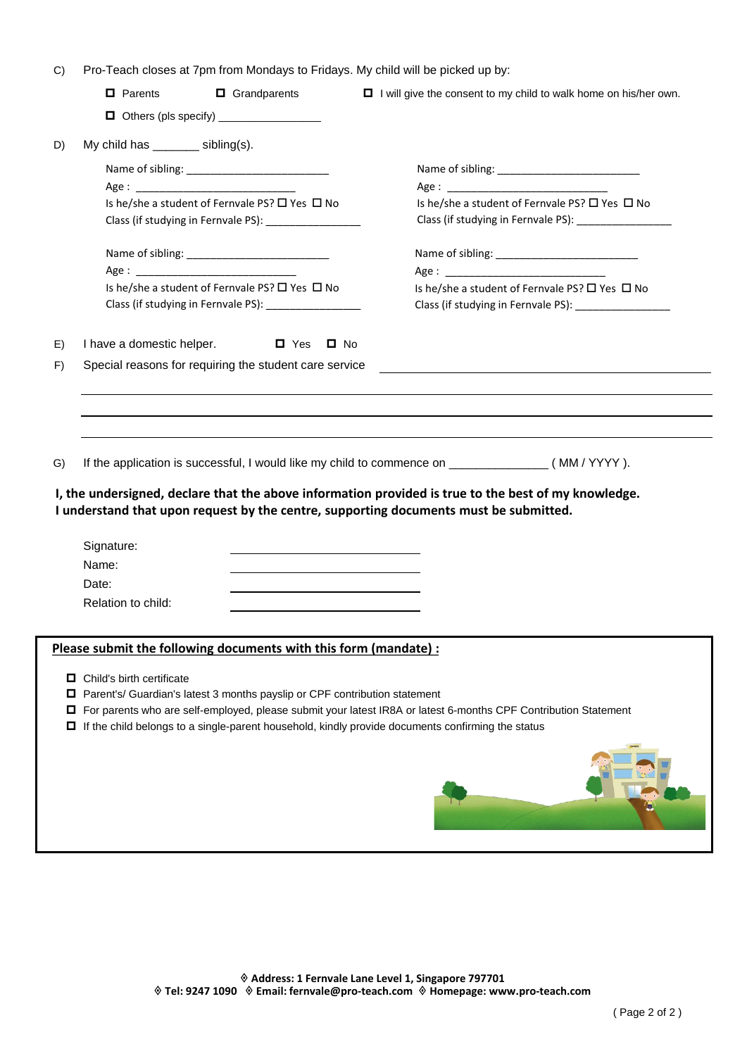C) Pro-Teach closes at 7pm from Mondays to Fridays. My child will be picked up by:

☐ Parents ☐ Grandparents ☐ I will give the consent to my child to walk home on his/her own.

☐ Others (pls specify) ________________

D) My child has _______ sibling(s).

Name of sibling: ________________________
Age : ___________________________
Is he/she a student of Fernvale PS? ☐ Yes ☐ No
Class (if studying in Fernvale PS): ________________

Name of sibling: ________________________
Age : ___________________________
Is he/she a student of Fernvale PS? ☐ Yes ☐ No
Class (if studying in Fernvale PS): ________________

Name of sibling: ________________________
Age : ___________________________
Is he/she a student of Fernvale PS? ☐ Yes ☐ No
Class (if studying in Fernvale PS): ________________

Name of sibling: ________________________
Age : ___________________________
Is he/she a student of Fernvale PS? ☐ Yes ☐ No
Class (if studying in Fernvale PS): ________________

E) I have a domestic helper. ☐ Yes ☐ No

F) Special reasons for requiring the student care service ______________________________________________

______________________________________________________________________________

______________________________________________________________________________

______________________________________________________________________________

G) If the application is successful, I would like my child to commence on _______________ ( MM / YYYY ).

**I, the undersigned, declare that the above information provided is true to the best of my knowledge.**
**I understand that upon request by the centre, supporting documents must be submitted.**

Signature: ____________________________

Name: ____________________________

Date: ____________________________

Relation to child: ____________________________

**Please submit the following documents with this form (mandate) :**

- ☐ Child's birth certificate
- ☐ Parent's/ Guardian's latest 3 months payslip or CPF contribution statement
- ☐ For parents who are self-employed, please submit your latest IR8A or latest 6-months CPF Contribution Statement
- ☐ If the child belongs to a single-parent household, kindly provide documents confirming the status

**◊ Address: 1 Fernvale Lane Level 1, Singapore 797701**
**◊ Tel: 9247 1090 ◊ Email: fernvale@pro-teach.com ◊ Homepage: www.pro-teach.com**